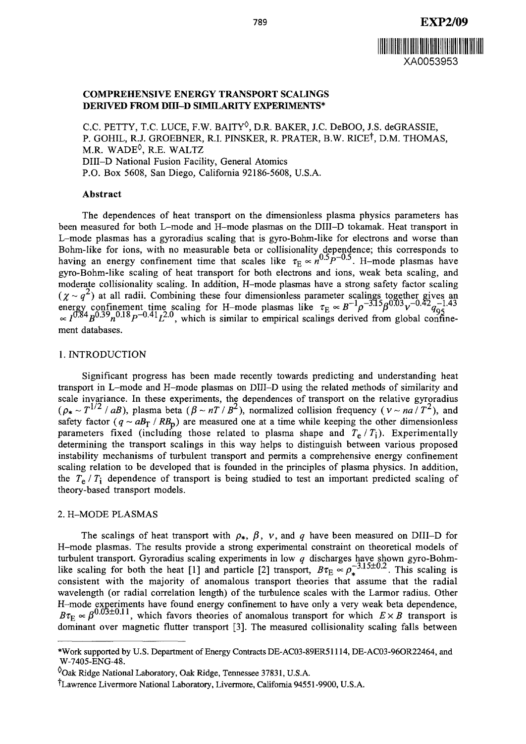EXP2/09

XA0053953

# COMPREHENSIVE ENERGY TRANSPORT SCALINGS DERIVED FROM DIII–D SIMILARITY EXPERIMENTS*

C.C. PETTY, T.C. LUCE, F.W. BAITY◊, D.R. BAKER, J.C. DeBOO, J.S. deGRASSIE, P. GOHIL, R.J. GROEBNER, R.I. PINSKER, R. PRATER, B.W. RICE†, D.M. THOMAS, M.R. WADE◊, R.E. WALTZ
DIII–D National Fusion Facility, General Atomics
P.O. Box 5608, San Diego, California 92186-5608, U.S.A.

## Abstract

The dependences of heat transport on the dimensionless plasma physics parameters has been measured for both L–mode and H–mode plasmas on the DIII–D tokamak. Heat transport in L–mode plasmas has a gyroradius scaling that is gyro-Bohm-like for electrons and worse than Bohm-like for ions, with no measurable beta or collisionality dependence; this corresponds to having an energy confinement time that scales like $\tau_E \propto n^{0.5}P^{-0.5}$. H–mode plasmas have gyro-Bohm-like scaling of heat transport for both electrons and ions, weak beta scaling, and moderate collisionality scaling. In addition, H–mode plasmas have a strong safety factor scaling ($\chi \sim q^2$) at all radii. Combining these four dimensionless parameter scalings together gives an energy confinement time scaling for H–mode plasmas like $\tau_E \propto B^{-1}\rho^{-3.15}\beta^{0.03}\nu^{-0.42}q_{95}^{-1.43} \propto I^{0.84}B^{0.39}n^{0.18}P^{-0.41}L^{2.0}$, which is similar to empirical scalings derived from global confinement databases.

## 1. INTRODUCTION

Significant progress has been made recently towards predicting and understanding heat transport in L–mode and H–mode plasmas on DIII–D using the related methods of similarity and scale invariance. In these experiments, the dependences of transport on the relative gyroradius ($\rho_* \sim T^{1/2} / aB$), plasma beta ($\beta \sim nT / B^2$), normalized collision frequency ($\nu \sim na / T^2$), and safety factor ($q \sim aB_T / RB_p$) are measured one at a time while keeping the other dimensionless parameters fixed (including those related to plasma shape and $T_e / T_i$). Experimentally determining the transport scalings in this way helps to distinguish between various proposed instability mechanisms of turbulent transport and permits a comprehensive energy confinement scaling relation to be developed that is founded in the principles of plasma physics. In addition, the $T_e / T_i$ dependence of transport is being studied to test an important predicted scaling of theory-based transport models.

## 2. H–MODE PLASMAS

The scalings of heat transport with $\rho_*$, $\beta$, $\nu$, and $q$ have been measured on DIII–D for H–mode plasmas. The results provide a strong experimental constraint on theoretical models of turbulent transport. Gyroradius scaling experiments in low $q$ discharges have shown gyro-Bohm-like scaling for both the heat [1] and particle [2] transport, $B\tau_E \propto \rho_*^{-3.15\pm0.2}$. This scaling is consistent with the majority of anomalous transport theories that assume that the radial wavelength (or radial correlation length) of the turbulence scales with the Larmor radius. Other H–mode experiments have found energy confinement to have only a very weak beta dependence, $B\tau_E \propto \beta^{0.03\pm0.11}$, which favors theories of anomalous transport for which $E \times B$ transport is dominant over magnetic flutter transport [3]. The measured collisionality scaling falls between

---

*Work supported by U.S. Department of Energy Contracts DE-AC03-89ER51114, DE-AC03-96OR22464, and W-7405-ENG-48.

◊Oak Ridge National Laboratory, Oak Ridge, Tennessee 37831, U.S.A.

†Lawrence Livermore National Laboratory, Livermore, California 94551-9900, U.S.A.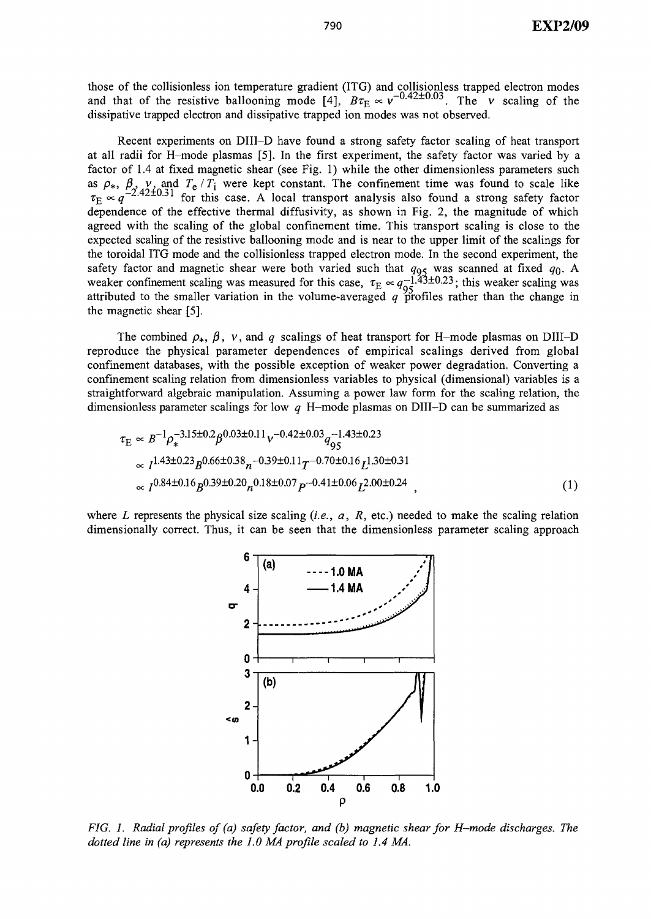those of the collisionless ion temperature gradient (ITG) and collisionless trapped electron modes and that of the resistive ballooning mode [4], $B\tau_E \propto \nu^{-0.42\pm0.03}$. The $\nu$ scaling of the dissipative trapped electron and dissipative trapped ion modes was not observed.

Recent experiments on DIII–D have found a strong safety factor scaling of heat transport at all radii for H–mode plasmas [5]. In the first experiment, the safety factor was varied by a factor of 1.4 at fixed magnetic shear (see Fig. 1) while the other dimensionless parameters such as $\rho_*$, $\beta$, $\nu$, and $T_e/T_i$ were kept constant. The confinement time was found to scale like $\tau_E \propto q^{-2.42\pm0.31}$ for this case. A local transport analysis also found a strong safety factor dependence of the effective thermal diffusivity, as shown in Fig. 2, the magnitude of which agreed with the scaling of the global confinement time. This transport scaling is close to the expected scaling of the resistive ballooning mode and is near to the upper limit of the scalings for the toroidal ITG mode and the collisionless trapped electron mode. In the second experiment, the safety factor and magnetic shear were both varied such that $q_{95}$ was scanned at fixed $q_0$. A weaker confinement scaling was measured for this case, $\tau_E \propto q_{95}^{-1.43\pm0.23}$; this weaker scaling was attributed to the smaller variation in the volume-averaged $q$ profiles rather than the change in the magnetic shear [5].

The combined $\rho_*$, $\beta$, $\nu$, and $q$ scalings of heat transport for H–mode plasmas on DIII–D reproduce the physical parameter dependences of empirical scalings derived from global confinement databases, with the possible exception of weaker power degradation. Converting a confinement scaling relation from dimensionless variables to physical (dimensional) variables is a straightforward algebraic manipulation. Assuming a power law form for the scaling relation, the dimensionless parameter scalings for low $q$ H–mode plasmas on DIII–D can be summarized as

$$
\begin{aligned}
\tau_E &\propto B^{-1}\rho_*^{-3.15\pm0.2}\beta^{0.03\pm0.11}\nu^{-0.42\pm0.03}q_{95}^{-1.43\pm0.23} \\
&\propto I^{1.43\pm0.23}B^{0.66\pm0.38}n^{-0.39\pm0.11}T^{-0.70\pm0.16}L^{1.30\pm0.31} \\
&\propto I^{0.84\pm0.16}B^{0.39\pm0.20}n^{0.18\pm0.07}P^{-0.41\pm0.06}L^{2.00\pm0.24} \quad , \qquad (1)
\end{aligned}
$$

where $L$ represents the physical size scaling (*i.e.*, $a$, $R$, etc.) needed to make the scaling relation dimensionally correct. Thus, it can be seen that the dimensionless parameter scaling approach

*FIG. 1. Radial profiles of (a) safety factor, and (b) magnetic shear for H–mode discharges. The dotted line in (a) represents the 1.0 MA profile scaled to 1.4 MA.*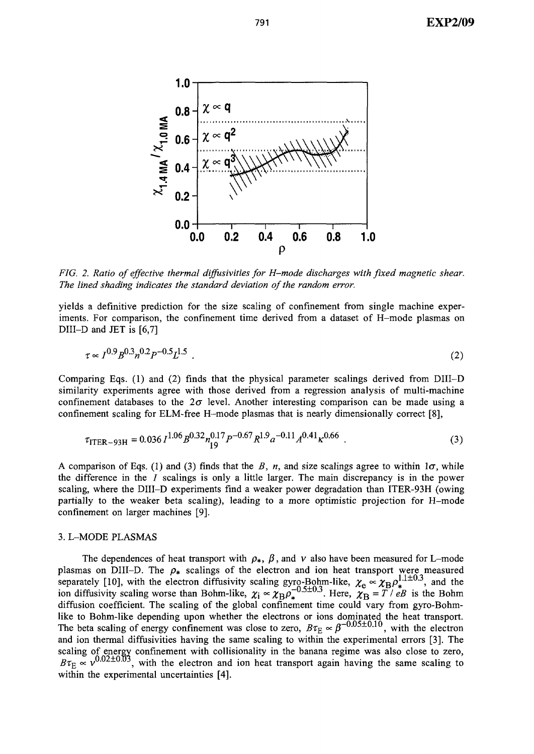FIG. 2. *Ratio of effective thermal diffusivities for H–mode discharges with fixed magnetic shear. The lined shading indicates the standard deviation of the random error.*

yields a definitive prediction for the size scaling of confinement from single machine experiments. For comparison, the confinement time derived from a dataset of H–mode plasmas on DIII–D and JET is [6,7]

$$\tau \propto I^{0.9} B^{0.3} n^{0.2} P^{-0.5} L^{1.5} \; . \tag{2}$$

Comparing Eqs. (1) and (2) finds that the physical parameter scalings derived from DIII–D similarity experiments agree with those derived from a regression analysis of multi-machine confinement databases to the $2\sigma$ level. Another interesting comparison can be made using a confinement scaling for ELM-free H–mode plasmas that is nearly dimensionally correct [8],

$$\tau_{\text{ITER-93H}} = 0.036\, I^{1.06} B^{0.32} n_{19}^{0.17} P^{-0.67} R^{1.9} a^{-0.11} A^{0.41} \kappa^{0.66} \; . \tag{3}$$

A comparison of Eqs. (1) and (3) finds that the $B$, $n$, and size scalings agree to within $1\sigma$, while the difference in the $I$ scalings is only a little larger. The main discrepancy is in the power scaling, where the DIII–D experiments find a weaker power degradation than ITER-93H (owing partially to the weaker beta scaling), leading to a more optimistic projection for H–mode confinement on larger machines [9].

## 3. L–MODE PLASMAS

The dependences of heat transport with $\rho_*$, $\beta$, and $\nu$ also have been measured for L–mode plasmas on DIII–D. The $\rho_*$ scalings of the electron and ion heat transport were measured separately [10], with the electron diffusivity scaling gyro-Bohm-like, $\chi_e \propto \chi_B \rho_*^{1.1\pm0.3}$, and the ion diffusivity scaling worse than Bohm-like, $\chi_i \propto \chi_B \rho_*^{-0.5\pm0.3}$. Here, $\chi_B = T/eB$ is the Bohm diffusion coefficient. The scaling of the global confinement time could vary from gyro-Bohm-like to Bohm-like depending upon whether the electrons or ions dominated the heat transport. The beta scaling of energy confinement was close to zero, $B\tau_E \propto \beta^{-0.05\pm0.10}$, with the electron and ion thermal diffusivities having the same scaling to within the experimental errors [3]. The scaling of energy confinement with collisionality in the banana regime was also close to zero, $B\tau_E \propto \nu^{0.02\pm0.03}$, with the electron and ion heat transport again having the same scaling to within the experimental uncertainties [4].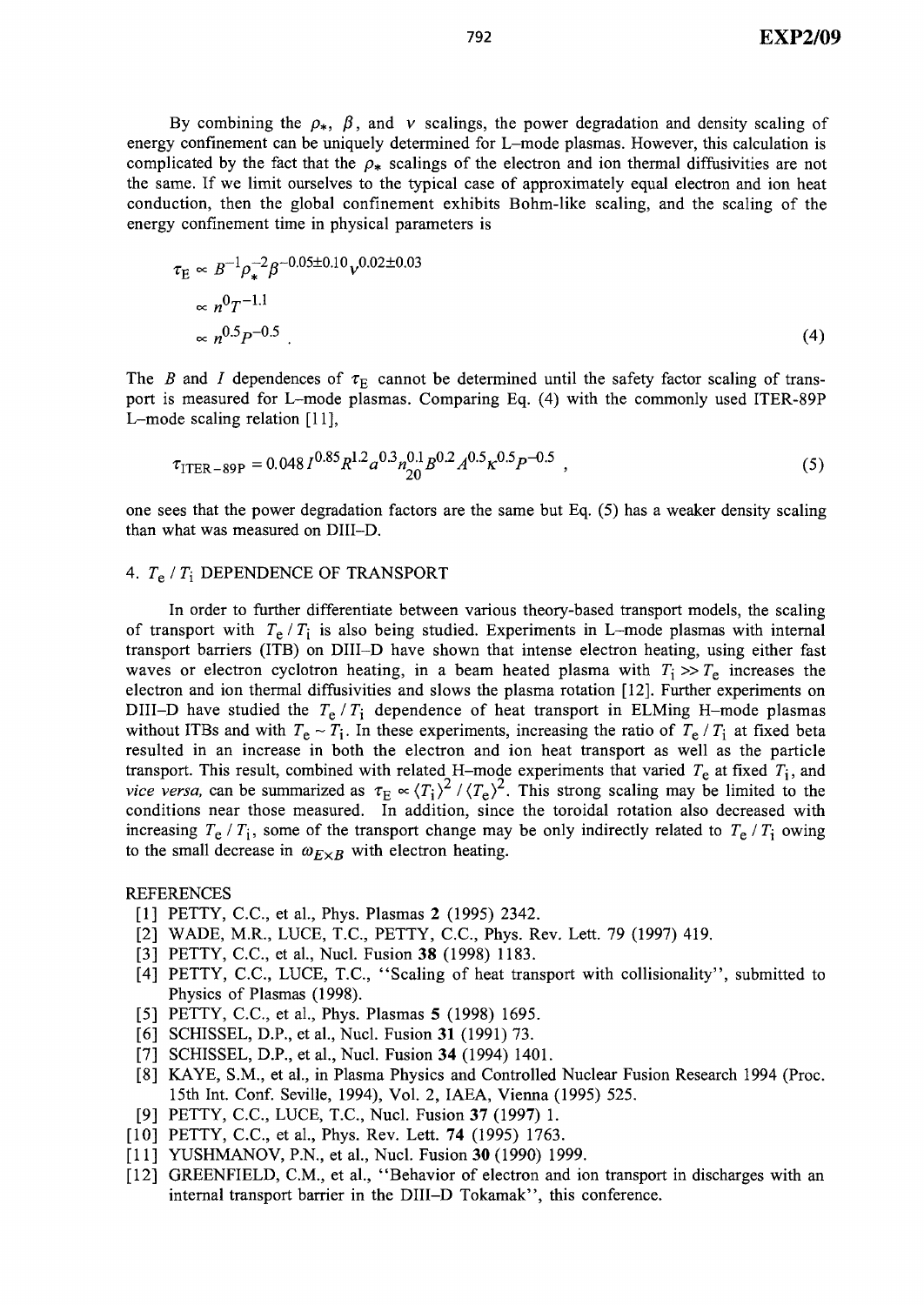By combining the $\rho_*$, $\beta$, and $\nu$ scalings, the power degradation and density scaling of energy confinement can be uniquely determined for L–mode plasmas. However, this calculation is complicated by the fact that the $\rho_*$ scalings of the electron and ion thermal diffusivities are not the same. If we limit ourselves to the typical case of approximately equal electron and ion heat conduction, then the global confinement exhibits Bohm-like scaling, and the scaling of the energy confinement time in physical parameters is

$$
\begin{aligned}
\tau_E &\propto B^{-1}\rho_*^{-2}\beta^{-0.05\pm0.10}\nu^{0.02\pm0.03} \\
&\propto n^0 T^{-1.1} \\
&\propto n^{0.5} P^{-0.5} \; .
\end{aligned}
\tag{4}
$$

The $B$ and $I$ dependences of $\tau_E$ cannot be determined until the safety factor scaling of transport is measured for L–mode plasmas. Comparing Eq. (4) with the commonly used ITER-89P L–mode scaling relation [11],

$$
\tau_{ITER-89P} = 0.048\, I^{0.85} R^{1.2} a^{0.3} n_{20}^{0.1} B^{0.2} A^{0.5} \kappa^{0.5} P^{-0.5} \; , \tag{5}
$$

one sees that the power degradation factors are the same but Eq. (5) has a weaker density scaling than what was measured on DIII–D.

## 4. $T_e / T_i$ DEPENDENCE OF TRANSPORT

In order to further differentiate between various theory-based transport models, the scaling of transport with $T_e / T_i$ is also being studied. Experiments in L–mode plasmas with internal transport barriers (ITB) on DIII–D have shown that intense electron heating, using either fast waves or electron cyclotron heating, in a beam heated plasma with $T_i \gg T_e$ increases the electron and ion thermal diffusivities and slows the plasma rotation [12]. Further experiments on DIII–D have studied the $T_e / T_i$ dependence of heat transport in ELMing H–mode plasmas without ITBs and with $T_e \sim T_i$. In these experiments, increasing the ratio of $T_e / T_i$ at fixed beta resulted in an increase in both the electron and ion heat transport as well as the particle transport. This result, combined with related H–mode experiments that varied $T_e$ at fixed $T_i$, and *vice versa,* can be summarized as $\tau_E \propto \langle T_i \rangle^2 / \langle T_e \rangle^2$. This strong scaling may be limited to the conditions near those measured. In addition, since the toroidal rotation also decreased with increasing $T_e / T_i$, some of the transport change may be only indirectly related to $T_e / T_i$ owing to the small decrease in $\omega_{E \times B}$ with electron heating.

## REFERENCES

[1] PETTY, C.C., et al., Phys. Plasmas **2** (1995) 2342.
[2] WADE, M.R., LUCE, T.C., PETTY, C.C., Phys. Rev. Lett. 79 (1997) 419.
[3] PETTY, C.C., et al., Nucl. Fusion **38** (1998) 1183.
[4] PETTY, C.C., LUCE, T.C., "Scaling of heat transport with collisionality", submitted to Physics of Plasmas (1998).
[5] PETTY, C.C., et al., Phys. Plasmas **5** (1998) 1695.
[6] SCHISSEL, D.P., et al., Nucl. Fusion **31** (1991) 73.
[7] SCHISSEL, D.P., et al., Nucl. Fusion **34** (1994) 1401.
[8] KAYE, S.M., et al., in Plasma Physics and Controlled Nuclear Fusion Research 1994 (Proc. 15th Int. Conf. Seville, 1994), Vol. 2, IAEA, Vienna (1995) 525.
[9] PETTY, C.C., LUCE, T.C., Nucl. Fusion **37** (1997) 1.
[10] PETTY, C.C., et al., Phys. Rev. Lett. **74** (1995) 1763.
[11] YUSHMANOV, P.N., et al., Nucl. Fusion **30** (1990) 1999.
[12] GREENFIELD, C.M., et al., "Behavior of electron and ion transport in discharges with an internal transport barrier in the DIII–D Tokamak", this conference.